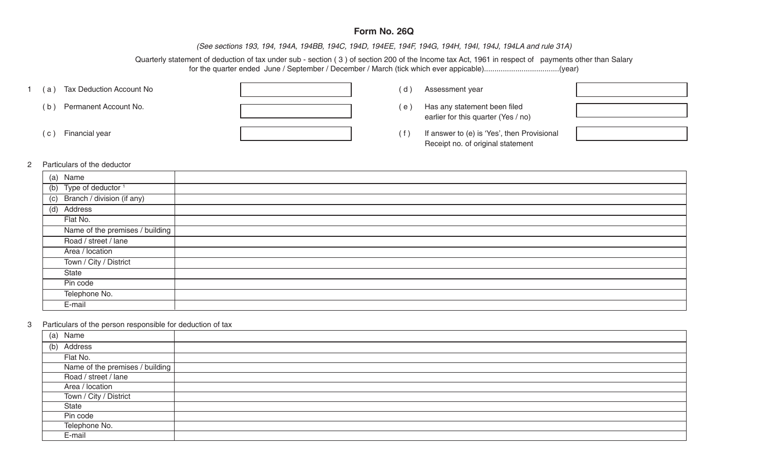# Form No. 26Q

*(See sections 193, 194, 194A, 194BB, 194C, 194D, 194EE, 194F, 194G, 194H, 194I, 194J, 194LA and rule 31A)*

Quarterly statement of deduction of tax under sub - section ( 3 ) of section 200 of the Income tax Act, 1961 in respect of payments other than Salary for the quarter ended June / September / December / March (tick which ever apicable)....................................(year)

| | | | | | |
|---|---|---|---|---|---|
| 1 (a) | Tax Deduction Account No | | (d) | Assessment year | |
| (b) | Permanent Account No. | | (e) | Has any statement been filed earlier for this quarter (Yes / no) | |
| (c) | Financial year | | (f) | If answer to (e) is 'Yes', then Provisional Receipt no. of original statement | |

2 Particulars of the deductor

| | |
|---|---|
| (a) Name | |
| (b) Type of deductor [1] | |
| (c) Branch / division (if any) | |
| (d) Address | |
| Flat No. | |
| Name of the premises / building | |
| Road / street / lane | |
| Area / location | |
| Town / City / District | |
| State | |
| Pin code | |
| Telephone No. | |
| E-mail | |

3 Particulars of the person responsible for deduction of tax

| | |
|---|---|
| (a) Name | |
| (b) Address | |
| Flat No. | |
| Name of the premises / building | |
| Road / street / lane | |
| Area / location | |
| Town / City / District | |
| State | |
| Pin code | |
| Telephone No. | |
| E-mail | |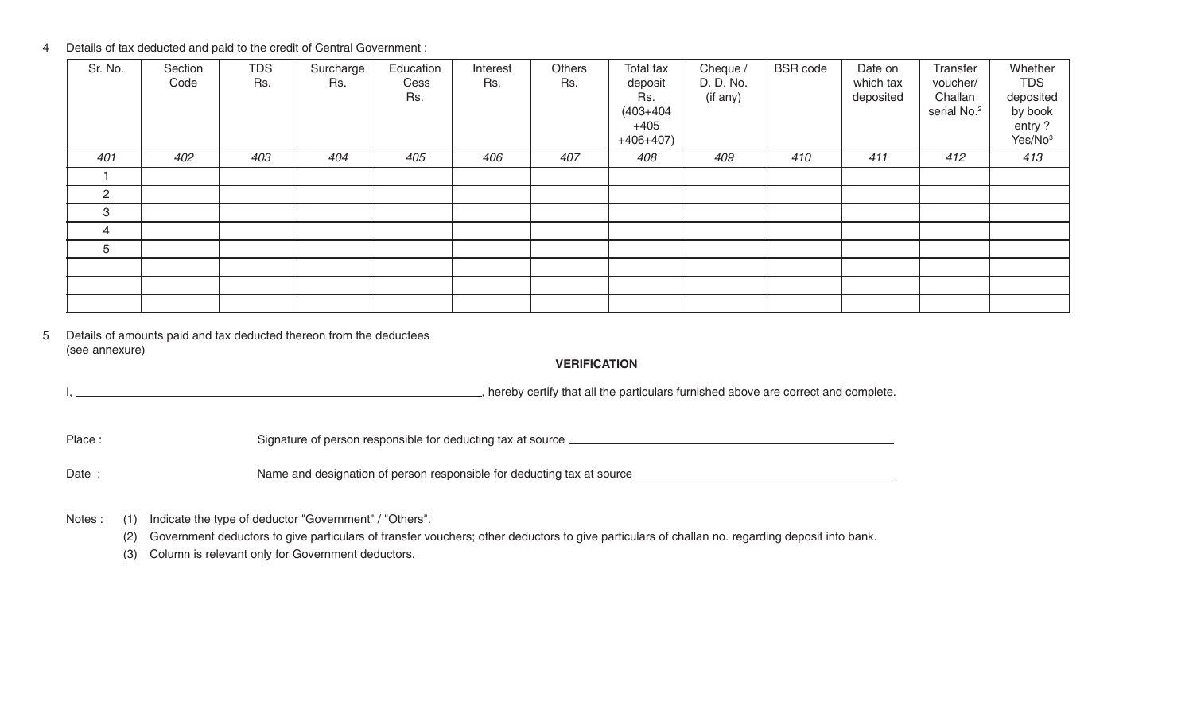4 Details of tax deducted and paid to the credit of Central Government :

| Sr. No. | Section Code | TDS Rs. | Surcharge Rs. | Education Cess Rs. | Interest Rs. | Others Rs. | Total tax deposit Rs. (403+404 +405 +406+407) | Cheque / D. D. No. (if any) | BSR code | Date on which tax deposited | Transfer voucher/ Challan serial No.[2] | Whether TDS deposited by book entry ? Yes/No[3] |
|---|---|---|---|---|---|---|---|---|---|---|---|---|
| *401* | *402* | *403* | *404* | *405* | *406* | *407* | *408* | *409* | *410* | *411* | *412* | *413* |
| 1 | | | | | | | | | | | | |
| 2 | | | | | | | | | | | | |
| 3 | | | | | | | | | | | | |
| 4 | | | | | | | | | | | | |
| 5 | | | | | | | | | | | | |
| | | | | | | | | | | | | |
| | | | | | | | | | | | | |
| | | | | | | | | | | | | |

5 Details of amounts paid and tax deducted thereon from the deductees
(see annexure)

**VERIFICATION**

I, ______________________________, hereby certify that all the particulars furnished above are correct and complete.

Place : Signature of person responsible for deducting tax at source ______________________________

Date : Name and designation of person responsible for deducting tax at source______________________________

Notes : (1) Indicate the type of deductor "Government" / "Others".

(2) Government deductors to give particulars of transfer vouchers; other deductors to give particulars of challan no. regarding deposit into bank.

(3) Column is relevant only for Government deductors.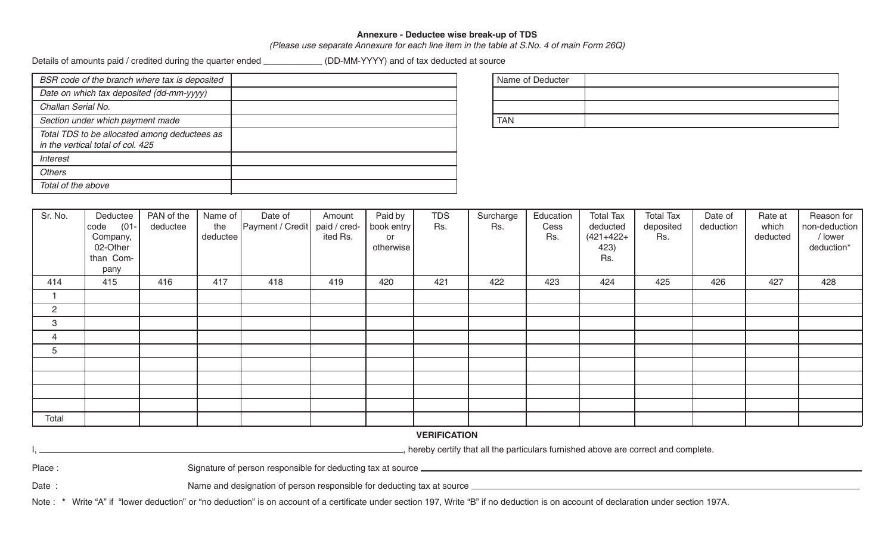**Annexure - Deductee wise break-up of TDS**

*(Please use separate Annexure for each line item in the table at S.No. 4 of main Form 26Q)*

Details of amounts paid / credited during the quarter ended ____________ (DD-MM-YYYY) and of tax deducted at source

| | |
|---|---|
| *BSR code of the branch where tax is deposited* | |
| *Date on which tax deposited (dd-mm-yyyy)* | |
| *Challan Serial No.* | |
| *Section under which payment made* | |
| *Total TDS to be allocated among deductees as in the vertical total of col. 425* | |
| *Interest* | |
| *Others* | |
| *Total of the above* | |

| | |
|---|---|
| Name of Deducter | |
| | |
| | |
| TAN | |

| Sr. No. | Deductee code (01-Company, 02-Other than Company | PAN of the deductee | Name of the deductee | Date of Payment / Credit | Amount paid / credited Rs. | Paid by book entry or otherwise | TDS Rs. | Surcharge Rs. | Education Cess Rs. | Total Tax deducted (421+422+423) Rs. | Total Tax deposited Rs. | Date of deduction | Rate at which deducted | Reason for non-deduction / lower deduction* |
|---|---|---|---|---|---|---|---|---|---|---|---|---|---|---|
| 414 | 415 | 416 | 417 | 418 | 419 | 420 | 421 | 422 | 423 | 424 | 425 | 426 | 427 | 428 |
| 1 | | | | | | | | | | | | | | |
| 2 | | | | | | | | | | | | | | |
| 3 | | | | | | | | | | | | | | |
| 4 | | | | | | | | | | | | | | |
| 5 | | | | | | | | | | | | | | |
| | | | | | | | | | | | | | | |
| | | | | | | | | | | | | | | |
| | | | | | | | | | | | | | | |
| | | | | | | | | | | | | | | |
| Total | | | | | | | | | | | | | | |

**VERIFICATION**

I, ______________________________, hereby certify that all the particulars furnished above are correct and complete.

Place : Signature of person responsible for deducting tax at source ______________________________

Date : Name and designation of person responsible for deducting tax at source ______________________________

Note : * Write "A" if "lower deduction" or "no deduction" is on account of a certificate under section 197, Write "B" if no deduction is on account of declaration under section 197A.